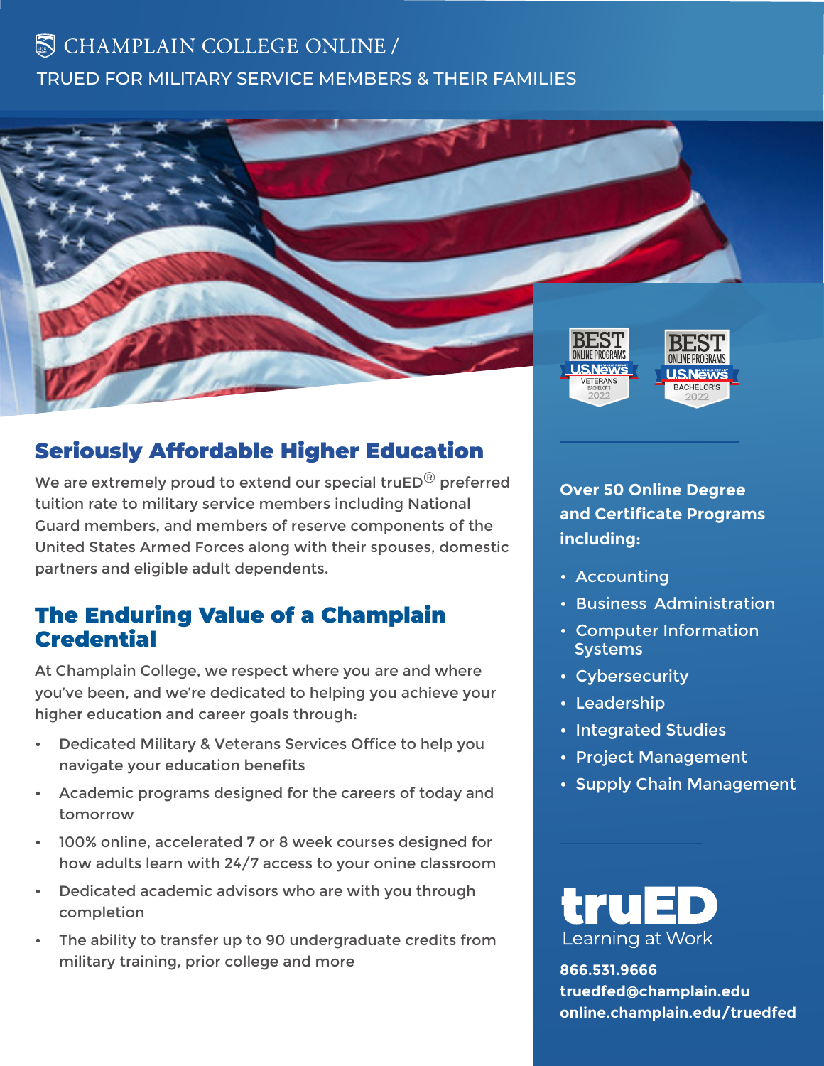CHAMPLAIN COLLEGE ONLINE /

TRUED FOR MILITARY SERVICE MEMBERS & THEIR FAMILIES

## Seriously Affordable Higher Education

We are extremely proud to extend our special truED® preferred tuition rate to military service members including National Guard members, and members of reserve components of the United States Armed Forces along with their spouses, domestic partners and eligible adult dependents.

## The Enduring Value of a Champlain Credential

At Champlain College, we respect where you are and where you've been, and we're dedicated to helping you achieve your higher education and career goals through:

- Dedicated Military & Veterans Services Office to help you navigate your education benefits
- Academic programs designed for the careers of today and tomorrow
- 100% online, accelerated 7 or 8 week courses designed for how adults learn with 24/7 access to your onine classroom
- Dedicated academic advisors who are with you through completion
- The ability to transfer up to 90 undergraduate credits from military training, prior college and more

BEST ONLINE PROGRAMS U.S.News VETERANS BACHELOR'S 2022

BEST ONLINE PROGRAMS U.S.News BACHELOR'S 2022

**Over 50 Online Degree and Certificate Programs including:**

- Accounting
- Business Administration
- Computer Information Systems
- Cybersecurity
- Leadership
- Integrated Studies
- Project Management
- Supply Chain Management

truED

Learning at Work

**866.531.9666**
**truedfed@champlain.edu**
**online.champlain.edu/truedfed**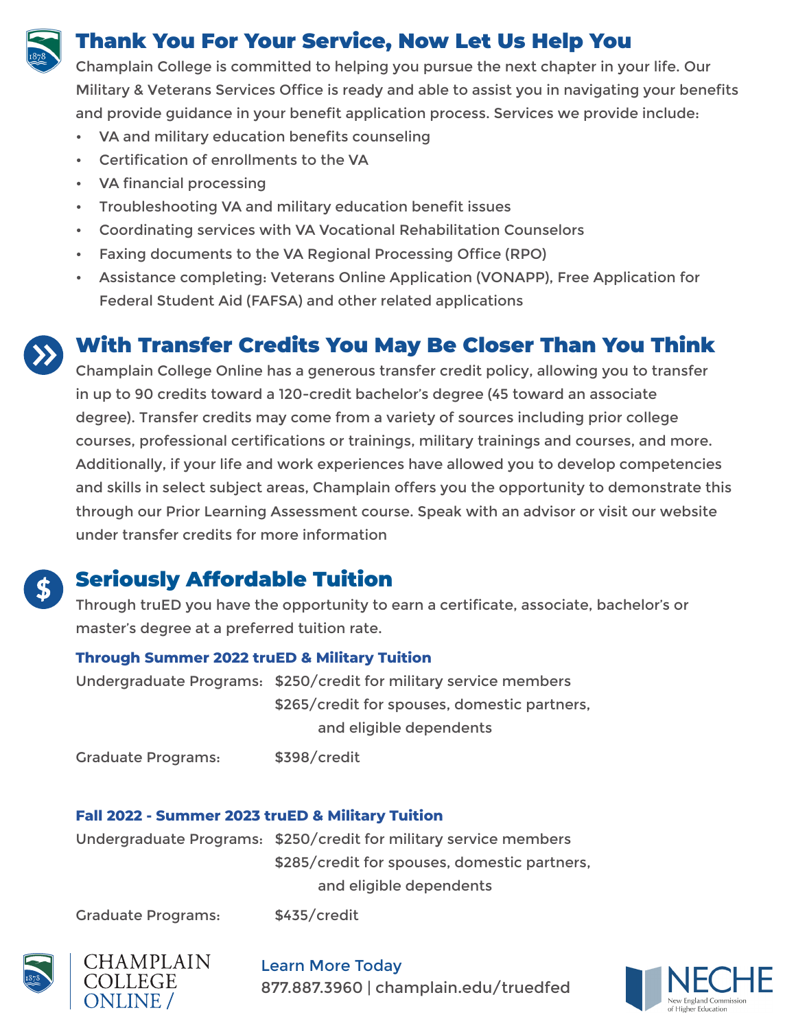## Thank You For Your Service, Now Let Us Help You

Champlain College is committed to helping you pursue the next chapter in your life. Our Military & Veterans Services Office is ready and able to assist you in navigating your benefits and provide guidance in your benefit application process. Services we provide include:

- VA and military education benefits counseling
- Certification of enrollments to the VA
- VA financial processing
- Troubleshooting VA and military education benefit issues
- Coordinating services with VA Vocational Rehabilitation Counselors
- Faxing documents to the VA Regional Processing Office (RPO)
- Assistance completing: Veterans Online Application (VONAPP), Free Application for Federal Student Aid (FAFSA) and other related applications

## With Transfer Credits You May Be Closer Than You Think

Champlain College Online has a generous transfer credit policy, allowing you to transfer in up to 90 credits toward a 120-credit bachelor's degree (45 toward an associate degree). Transfer credits may come from a variety of sources including prior college courses, professional certifications or trainings, military trainings and courses, and more. Additionally, if your life and work experiences have allowed you to develop competencies and skills in select subject areas, Champlain offers you the opportunity to demonstrate this through our Prior Learning Assessment course. Speak with an advisor or visit our website under transfer credits for more information

## Seriously Affordable Tuition

Through truED you have the opportunity to earn a certificate, associate, bachelor's or master's degree at a preferred tuition rate.

**Through Summer 2022 truED & Military Tuition**

| | |
|---|---|
| Undergraduate Programs: | $250/credit for military service members |
| | $265/credit for spouses, domestic partners, and eligible dependents |
| Graduate Programs: | $398/credit |

**Fall 2022 - Summer 2023 truED & Military Tuition**

| | |
|---|---|
| Undergraduate Programs: | $250/credit for military service members |
| | $285/credit for spouses, domestic partners, and eligible dependents |
| Graduate Programs: | $435/credit |

CHAMPLAIN COLLEGE ONLINE /

Learn More Today

877.887.3960 | champlain.edu/truedfed

NECHE New England Commission of Higher Education